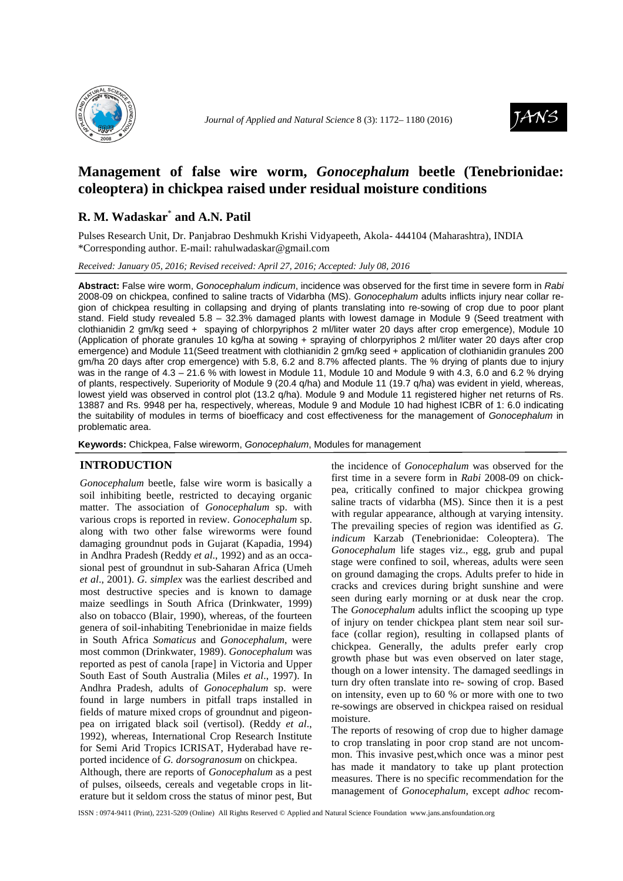# Management of false wire worm, *Gonocephalum* beetle (Tenebrionidae: coleoptera) in chickpea raised under residual moisture conditions

**R. M. Wadaskar*  and A.N. Patil**

Pulses Research Unit, Dr. Panjabrao Deshmukh Krishi Vidyapeeth, Akola- 444104 (Maharashtra), INDIA
*Corresponding author. E-mail: rahulwadaskar@gmail.com

*Received: January 05, 2016; Revised received: April 27, 2016; Accepted: July 08, 2016*

**Abstract:** False wire worm, *Gonocephalum indicum*, incidence was observed for the first time in severe form in *Rabi* 2008-09 on chickpea, confined to saline tracts of Vidarbha (MS). *Gonocephalum* adults inflicts injury near collar region of chickpea resulting in collapsing and drying of plants translating into re-sowing of crop due to poor plant stand. Field study revealed 5.8 – 32.3% damaged plants with lowest damage in Module 9 (Seed treatment with clothianidin 2 gm/kg seed + spaying of chlorpyriphos 2 ml/liter water 20 days after crop emergence), Module 10 (Application of phorate granules 10 kg/ha at sowing + spraying of chlorpyriphos 2 ml/liter water 20 days after crop emergence) and Module 11(Seed treatment with clothianidin 2 gm/kg seed + application of clothianidin granules 200 gm/ha 20 days after crop emergence) with 5.8, 6.2 and 8.7% affected plants. The % drying of plants due to injury was in the range of 4.3 – 21.6 % with lowest in Module 11, Module 10 and Module 9 with 4.3, 6.0 and 6.2 % drying of plants, respectively. Superiority of Module 9 (20.4 q/ha) and Module 11 (19.7 q/ha) was evident in yield, whereas, lowest yield was observed in control plot (13.2 q/ha). Module 9 and Module 11 registered higher net returns of Rs. 13887 and Rs. 9948 per ha, respectively, whereas, Module 9 and Module 10 had highest ICBR of 1: 6.0 indicating the suitability of modules in terms of bioefficacy and cost effectiveness for the management of *Gonocephalum* in problematic area.

**Keywords:** Chickpea, False wireworm, *Gonocephalum*, Modules for management

## INTRODUCTION

*Gonocephalum* beetle, false wire worm is basically a soil inhibiting beetle, restricted to decaying organic matter. The association of *Gonocephalum* sp. with various crops is reported in review. *Gonocephalum* sp. along with two other false wireworms were found damaging groundnut pods in Gujarat (Kapadia, 1994) in Andhra Pradesh (Reddy *et al*., 1992) and as an occasional pest of groundnut in sub-Saharan Africa (Umeh *et al*., 2001). *G. simplex* was the earliest described and most destructive species and is known to damage maize seedlings in South Africa (Drinkwater, 1999) also on tobacco (Blair, 1990), whereas, of the fourteen genera of soil-inhabiting Tenebrionidae in maize fields in South Africa *Somaticus* and *Gonocephalum*, were most common (Drinkwater, 1989). *Gonocephalum* was reported as pest of canola [rape] in Victoria and Upper South East of South Australia (Miles *et al*., 1997). In Andhra Pradesh, adults of *Gonocephalum* sp. were found in large numbers in pitfall traps installed in fields of mature mixed crops of groundnut and pigeonpea on irrigated black soil (vertisol). (Reddy *et al*., 1992), whereas, International Crop Research Institute for Semi Arid Tropics ICRISAT, Hyderabad have reported incidence of *G. dorsogranosum* on chickpea.

Although, there are reports of *Gonocephalum* as a pest of pulses, oilseeds, cereals and vegetable crops in literature but it seldom cross the status of minor pest, But the incidence of *Gonocephalum* was observed for the first time in a severe form in *Rabi* 2008-09 on chickpea, critically confined to major chickpea growing saline tracts of vidarbha (MS). Since then it is a pest with regular appearance, although at varying intensity. The prevailing species of region was identified as *G. indicum* Karzab (Tenebrionidae: Coleoptera). The *Gonocephalum* life stages viz., egg, grub and pupal stage were confined to soil, whereas, adults were seen on ground damaging the crops. Adults prefer to hide in cracks and crevices during bright sunshine and were seen during early morning or at dusk near the crop. The *Gonocephalum* adults inflict the scooping up type of injury on tender chickpea plant stem near soil surface (collar region), resulting in collapsed plants of chickpea. Generally, the adults prefer early crop growth phase but was even observed on later stage, though on a lower intensity. The damaged seedlings in turn dry often translate into re- sowing of crop. Based on intensity, even up to 60 % or more with one to two re-sowings are observed in chickpea raised on residual moisture.

The reports of resowing of crop due to higher damage to crop translating in poor crop stand are not uncommon. This invasive pest,which once was a minor pest has made it mandatory to take up plant protection measures. There is no specific recommendation for the management of *Gonocephalum,* except *adhoc* recom-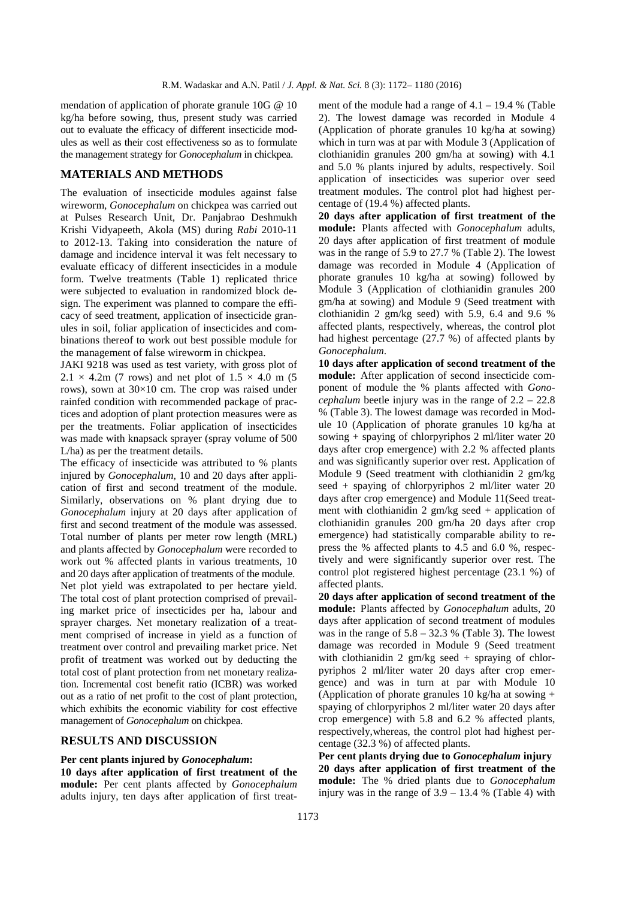mendation of application of phorate granule 10G @ 10 kg/ha before sowing, thus, present study was carried out to evaluate the efficacy of different insecticide modules as well as their cost effectiveness so as to formulate the management strategy for *Gonocephalum* in chickpea.

## MATERIALS AND METHODS

The evaluation of insecticide modules against false wireworm, *Gonocephalum* on chickpea was carried out at Pulses Research Unit, Dr. Panjabrao Deshmukh Krishi Vidyapeeth, Akola (MS) during *Rabi* 2010-11 to 2012-13. Taking into consideration the nature of damage and incidence interval it was felt necessary to evaluate efficacy of different insecticides in a module form. Twelve treatments (Table 1) replicated thrice were subjected to evaluation in randomized block design. The experiment was planned to compare the efficacy of seed treatment, application of insecticide granules in soil, foliar application of insecticides and combinations thereof to work out best possible module for the management of false wireworm in chickpea.

JAKI 9218 was used as test variety, with gross plot of 2.1 × 4.2m (7 rows) and net plot of 1.5 × 4.0 m (5 rows), sown at 30×10 cm. The crop was raised under rainfed condition with recommended package of practices and adoption of plant protection measures were as per the treatments. Foliar application of insecticides was made with knapsack sprayer (spray volume of 500 L/ha) as per the treatment details.

The efficacy of insecticide was attributed to % plants injured by *Gonocephalum*, 10 and 20 days after application of first and second treatment of the module. Similarly, observations on % plant drying due to *Gonocephalum* injury at 20 days after application of first and second treatment of the module was assessed. Total number of plants per meter row length (MRL) and plants affected by *Gonocephalum* were recorded to work out % affected plants in various treatments, 10 and 20 days after application of treatments of the module. Net plot yield was extrapolated to per hectare yield. The total cost of plant protection comprised of prevailing market price of insecticides per ha, labour and sprayer charges. Net monetary realization of a treatment comprised of increase in yield as a function of treatment over control and prevailing market price. Net profit of treatment was worked out by deducting the total cost of plant protection from net monetary realization. Incremental cost benefit ratio (ICBR) was worked out as a ratio of net profit to the cost of plant protection, which exhibits the economic viability for cost effective management of *Gonocephalum* on chickpea.

## RESULTS AND DISCUSSION

**Per cent plants injured by *Gonocephalum*:**

**10 days after application of first treatment of the module:** Per cent plants affected by *Gonocephalum* adults injury, ten days after application of first treatment of the module had a range of 4.1 – 19.4 % (Table 2). The lowest damage was recorded in Module 4 (Application of phorate granules 10 kg/ha at sowing) which in turn was at par with Module 3 (Application of clothianidin granules 200 gm/ha at sowing) with 4.1 and 5.0 % plants injured by adults, respectively. Soil application of insecticides was superior over seed treatment modules. The control plot had highest percentage of (19.4 %) affected plants.

**20 days after application of first treatment of the module:** Plants affected with *Gonocephalum* adults, 20 days after application of first treatment of module was in the range of 5.9 to 27.7 % (Table 2). The lowest damage was recorded in Module 4 (Application of phorate granules 10 kg/ha at sowing) followed by Module 3 (Application of clothianidin granules 200 gm/ha at sowing) and Module 9 (Seed treatment with clothianidin 2 gm/kg seed) with 5.9, 6.4 and 9.6 % affected plants, respectively, whereas, the control plot had highest percentage (27.7 %) of affected plants by *Gonocephalum*.

**10 days after application of second treatment of the module:** After application of second insecticide component of module the % plants affected with *Gonocephalum* beetle injury was in the range of 2.2 – 22.8 % (Table 3). The lowest damage was recorded in Module 10 (Application of phorate granules 10 kg/ha at sowing + spaying of chlorpyriphos 2 ml/liter water 20 days after crop emergence) with 2.2 % affected plants and was significantly superior over rest. Application of Module 9 (Seed treatment with clothianidin 2 gm/kg seed + spaying of chlorpyriphos 2 ml/liter water 20 days after crop emergence) and Module 11(Seed treatment with clothianidin 2 gm/kg seed + application of clothianidin granules 200 gm/ha 20 days after crop emergence) had statistically comparable ability to repress the % affected plants to 4.5 and 6.0 %, respectively and were significantly superior over rest. The control plot registered highest percentage (23.1 %) of affected plants.

**20 days after application of second treatment of the module:** Plants affected by *Gonocephalum* adults, 20 days after application of second treatment of modules was in the range of 5.8 – 32.3 % (Table 3). The lowest damage was recorded in Module 9 (Seed treatment with clothianidin 2 gm/kg seed + spraying of chlorpyriphos 2 ml/liter water 20 days after crop emergence) and was in turn at par with Module 10 (Application of phorate granules 10 kg/ha at sowing + spaying of chlorpyriphos 2 ml/liter water 20 days after crop emergence) with 5.8 and 6.2 % affected plants, respectively,whereas, the control plot had highest percentage (32.3 %) of affected plants.

**Per cent plants drying due to *Gonocephalum* injury**

**20 days after application of first treatment of the module:** The % dried plants due to *Gonocephalum* injury was in the range of 3.9 – 13.4 % (Table 4) with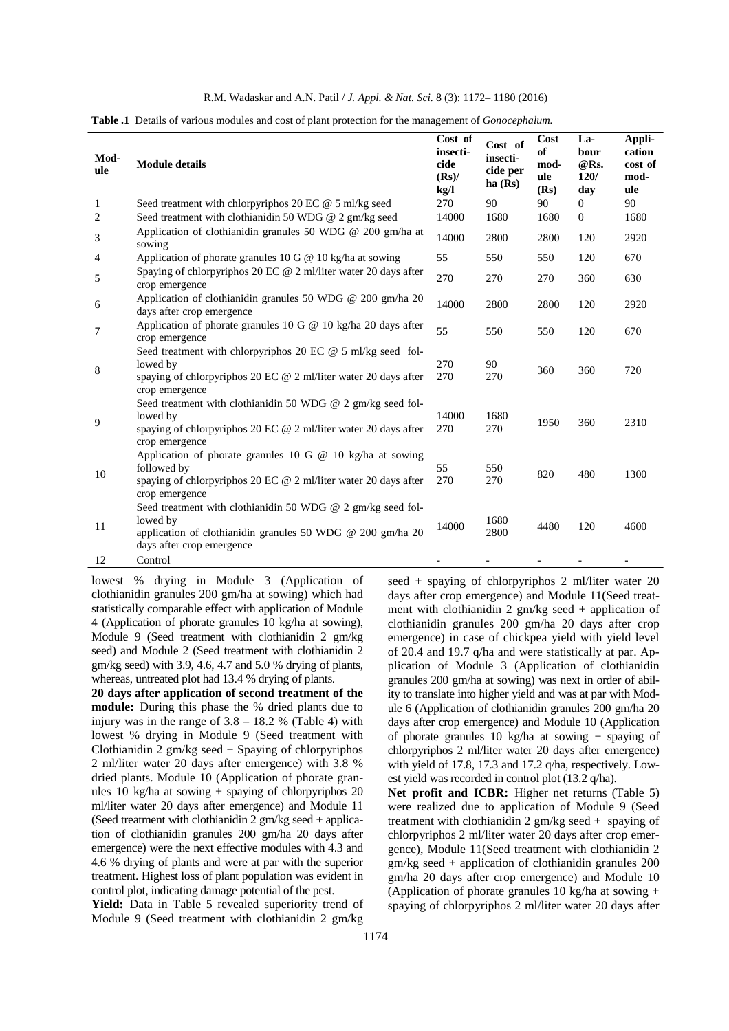**Table .1** Details of various modules and cost of plant protection for the management of *Gonocephalum.*

| Module | Module details | Cost of insecticide (Rs)/ kg/l | Cost of insecticide per ha (Rs) | Cost of module (Rs) | Labour @Rs. 120/ day | Application cost of module |
|---|---|---|---|---|---|---|
| 1 | Seed treatment with chlorpyriphos 20 EC @ 5 ml/kg seed | 270 | 90 | 90 | 0 | 90 |
| 2 | Seed treatment with clothianidin 50 WDG @ 2 gm/kg seed | 14000 | 1680 | 1680 | 0 | 1680 |
| 3 | Application of clothianidin granules 50 WDG @ 200 gm/ha at sowing | 14000 | 2800 | 2800 | 120 | 2920 |
| 4 | Application of phorate granules 10 G @ 10 kg/ha at sowing | 55 | 550 | 550 | 120 | 670 |
| 5 | Spaying of chlorpyriphos 20 EC @ 2 ml/liter water 20 days after crop emergence | 270 | 270 | 270 | 360 | 630 |
| 6 | Application of clothianidin granules 50 WDG @ 200 gm/ha 20 days after crop emergence | 14000 | 2800 | 2800 | 120 | 2920 |
| 7 | Application of phorate granules 10 G @ 10 kg/ha 20 days after crop emergence | 55 | 550 | 550 | 120 | 670 |
| 8 | Seed treatment with chlorpyriphos 20 EC @ 5 ml/kg seed followed by spaying of chlorpyriphos 20 EC @ 2 ml/liter water 20 days after crop emergence | 270<br>270 | 90<br>270 | 360 | 360 | 720 |
| 9 | Seed treatment with clothianidin 50 WDG @ 2 gm/kg seed followed by spaying of chlorpyriphos 20 EC @ 2 ml/liter water 20 days after crop emergence | 14000<br>270 | 1680<br>270 | 1950 | 360 | 2310 |
| 10 | Application of phorate granules 10 G @ 10 kg/ha at sowing followed by spaying of chlorpyriphos 20 EC @ 2 ml/liter water 20 days after crop emergence | 55<br>270 | 550<br>270 | 820 | 480 | 1300 |
| 11 | Seed treatment with clothianidin 50 WDG @ 2 gm/kg seed followed by application of clothianidin granules 50 WDG @ 200 gm/ha 20 days after crop emergence | 14000 | 1680<br>2800 | 4480 | 120 | 4600 |
| 12 | Control | - | - | - | - | - |

lowest % drying in Module 3 (Application of clothianidin granules 200 gm/ha at sowing) which had statistically comparable effect with application of Module 4 (Application of phorate granules 10 kg/ha at sowing), Module 9 (Seed treatment with clothianidin 2 gm/kg seed) and Module 2 (Seed treatment with clothianidin 2 gm/kg seed) with 3.9, 4.6, 4.7 and 5.0 % drying of plants, whereas, untreated plot had 13.4 % drying of plants.

**20 days after application of second treatment of the module:** During this phase the % dried plants due to injury was in the range of 3.8 – 18.2 % (Table 4) with lowest % drying in Module 9 (Seed treatment with Clothianidin 2 gm/kg seed + Spaying of chlorpyriphos 2 ml/liter water 20 days after emergence) with 3.8 % dried plants. Module 10 (Application of phorate granules 10 kg/ha at sowing + spaying of chlorpyriphos 20 ml/liter water 20 days after emergence) and Module 11 (Seed treatment with clothianidin 2 gm/kg seed + application of clothianidin granules 200 gm/ha 20 days after emergence) were the next effective modules with 4.3 and 4.6 % drying of plants and were at par with the superior treatment. Highest loss of plant population was evident in control plot, indicating damage potential of the pest.

**Yield:** Data in Table 5 revealed superiority trend of Module 9 (Seed treatment with clothianidin 2 gm/kg seed + spaying of chlorpyriphos 2 ml/liter water 20 days after crop emergence) and Module 11(Seed treatment with clothianidin 2 gm/kg seed + application of clothianidin granules 200 gm/ha 20 days after crop emergence) in case of chickpea yield with yield level of 20.4 and 19.7 q/ha and were statistically at par. Application of Module 3 (Application of clothianidin granules 200 gm/ha at sowing) was next in order of ability to translate into higher yield and was at par with Module 6 (Application of clothianidin granules 200 gm/ha 20 days after crop emergence) and Module 10 (Application of phorate granules 10 kg/ha at sowing + spaying of chlorpyriphos 2 ml/liter water 20 days after emergence) with yield of 17.8, 17.3 and 17.2 q/ha, respectively. Lowest yield was recorded in control plot (13.2 q/ha).

**Net profit and ICBR:** Higher net returns (Table 5) were realized due to application of Module 9 (Seed treatment with clothianidin 2 gm/kg seed + spaying of chlorpyriphos 2 ml/liter water 20 days after crop emergence), Module 11(Seed treatment with clothianidin 2 gm/kg seed + application of clothianidin granules 200 gm/ha 20 days after crop emergence) and Module 10 (Application of phorate granules 10 kg/ha at sowing + spaying of chlorpyriphos 2 ml/liter water 20 days after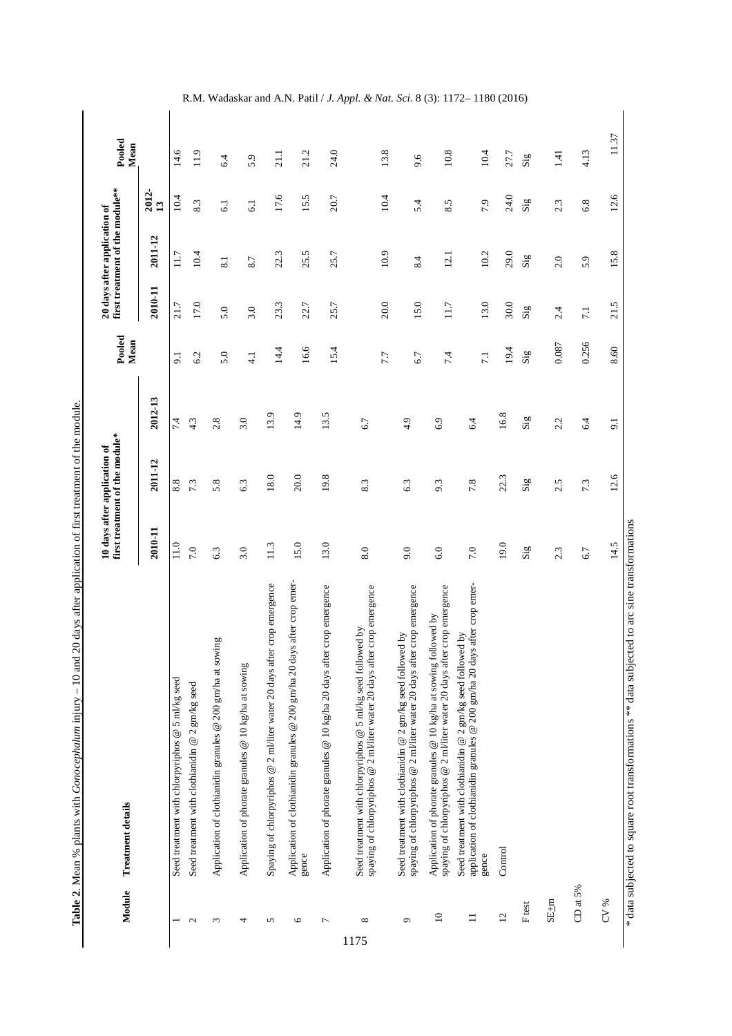**Table 2.** Mean % plants with *Gonocephalum* injury – 10 and 20 days after application of first treatment of the module.

| Module | Treatment details | 10 days after application of first treatment of the module* | | | Pooled Mean | 20 days after application of first treatment of the module** | | | Pooled Mean |
|---|---|---|---|---|---|---|---|---|---|
| | | 2010-11 | 2011-12 | 2012-13 | | 2010-11 | 2011-12 | 2012-13 | |
| 1 | Seed treatment with chlorpyriphos @ 5 ml/kg seed | 11.0 | 8.8 | 7.4 | 9.1 | 21.7 | 11.7 | 10.4 | 14.6 |
| 2 | Seed treatment with clothianidin @ 2 gm/kg seed | 7.0 | 7.3 | 4.3 | 6.2 | 17.0 | 10.4 | 8.3 | 11.9 |
| 3 | Application of clothianidin granules @ 200 gm/ha at sowing | 6.3 | 5.8 | 2.8 | 5.0 | 5.0 | 8.1 | 6.1 | 6.4 |
| 4 | Application of phorate granules @ 10 kg/ha at sowing | 3.0 | 6.3 | 3.0 | 4.1 | 3.0 | 8.7 | 6.1 | 5.9 |
| 5 | Spaying of chlorpyriphos @ 2 ml/liter water 20 days after crop emergence | 11.3 | 18.0 | 13.9 | 14.4 | 23.3 | 22.3 | 17.6 | 21.1 |
| 6 | Application of clothianidin granules @ 200 gm/ha 20 days after crop emergence | 15.0 | 20.0 | 14.9 | 16.6 | 22.7 | 25.5 | 15.5 | 21.2 |
| 7 | Application of phorate granules @ 10 kg/ha 20 days after crop emergence | 13.0 | 19.8 | 13.5 | 15.4 | 25.7 | 25.7 | 20.7 | 24.0 |
| 8 | Seed treatment with chlorpyriphos @ 5 ml/kg seed followed by spaying of chlorpyriphos @ 2 ml/liter water 20 days after crop emergence | 8.0 | 8.3 | 6.7 | 7.7 | 20.0 | 10.9 | 10.4 | 13.8 |
| 9 | Seed treatment with clothianidin @ 2 gm/kg seed followed by spaying of chlorpyriphos @ 2 ml/liter water 20 days after crop emergence | 9.0 | 6.3 | 4.9 | 6.7 | 15.0 | 8.4 | 5.4 | 9.6 |
| 10 | Application of phorate granules @ 10 kg/ha at sowing followed by spaying of chlorpyriphos @ 2 ml/liter water 20 days after crop emergence | 6.0 | 9.3 | 6.9 | 7.4 | 11.7 | 12.1 | 8.5 | 10.8 |
| 11 | Seed treatment with clothianidin @ 2 gm/kg seed followed by application of clothianidin granules @ 200 gm/ha 20 days after crop emergence | 7.0 | 7.8 | 6.4 | 7.1 | 13.0 | 10.2 | 7.9 | 10.4 |
| 12 | Control | 19.0 | 22.3 | 16.8 | 19.4 | 30.0 | 29.0 | 24.0 | 27.7 |
| F test | | Sig | Sig | Sig | Sig | Sig | Sig | Sig | Sig |
| SE±m | | 2.3 | 2.5 | 2.2 | 0.087 | 2.4 | 2.0 | 2.3 | 1.41 |
| CD at 5% | | 6.7 | 7.3 | 6.4 | 0.256 | 7.1 | 5.9 | 6.8 | 4.13 |
| CV % | | 14.5 | 12.6 | 9.1 | 8.60 | 21.5 | 15.8 | 12.6 | 11.37 |

\* data subjected to square root transformations ** data subjected to arc sine transformations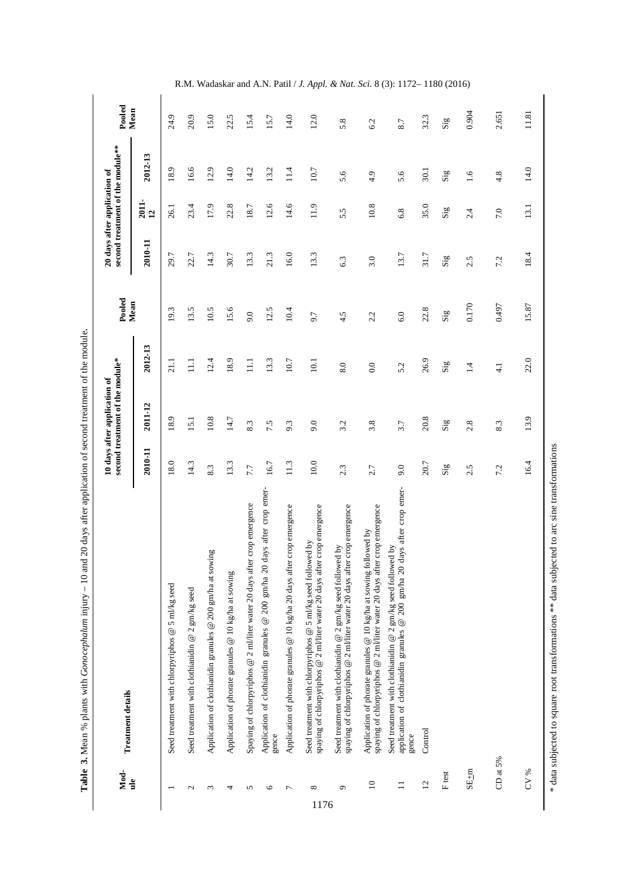**Table 3.** Mean % plants with *Gonocephalum* injury – 10 and 20 days after application of second treatment of the module.

| Module | Treatment details | 10 days after application of second treatment of the module* | | | Pooled Mean | 20 days after application of second treatment of the module** | | | Pooled Mean |
|---|---|---|---|---|---|---|---|---|---|
| | | 2010-11 | 2011-12 | 2012-13 | | 2010-11 | 2011-12 | 2012-13 | |
| 1 | Seed treatment with chlorpyriphos @ 5 ml/kg seed | 18.0 | 18.9 | 21.1 | 19.3 | 29.7 | 26.1 | 18.9 | 24.9 |
| 2 | Seed treatment with clothianidin @ 2 gm/kg seed | 14.3 | 15.1 | 11.1 | 13.5 | 22.7 | 23.4 | 16.6 | 20.9 |
| 3 | Application of clothianidin granules @ 200 gm/ha at sowing | 8.3 | 10.8 | 12.4 | 10.5 | 14.3 | 17.9 | 12.9 | 15.0 |
| 4 | Application of phorate granules @ 10 kg/ha at sowing | 13.3 | 14.7 | 18.9 | 15.6 | 30.7 | 22.8 | 14.0 | 22.5 |
| 5 | Spaying of chlorpyriphos @ 2 ml/liter water 20 days after crop emergence | 7.7 | 8.3 | 11.1 | 9.0 | 13.3 | 18.7 | 14.2 | 15.4 |
| 6 | Application of clothianidin granules @ 200 gm/ha 20 days after crop emergence | 16.7 | 7.5 | 13.3 | 12.5 | 21.3 | 12.6 | 13.2 | 15.7 |
| 7 | Application of phorate granules @ 10 kg/ha 20 days after crop emergence | 11.3 | 9.3 | 10.7 | 10.4 | 16.0 | 14.6 | 11.4 | 14.0 |
| 8 | Seed treatment with chlorpyriphos @ 5 ml/kg seed followed by spaying of chlorpyriphos @ 2 ml/liter water 20 days after crop emergence | 10.0 | 9.0 | 10.1 | 9.7 | 13.3 | 11.9 | 10.7 | 12.0 |
| 9 | Seed treatment with clothianidin @ 2 gm/kg seed followed by spaying of chlorpyriphos @ 2 ml/liter water 20 days after crop emergence | 2.3 | 3.2 | 8.0 | 4.5 | 6.3 | 5.5 | 5.6 | 5.8 |
| 10 | Application of phorate granules @ 10 kg/ha at sowing followed by spaying of chlorpyriphos @ 2 ml/liter water 20 days after crop emergence | 2.7 | 3.8 | 0.0 | 2.2 | 3.0 | 10.8 | 4.9 | 6.2 |
| 11 | Seed treatment with clothianidin @ 2 gm/kg seed followed by application of clothianidin granules @ 200 gm/ha 20 days after crop emergence | 9.0 | 3.7 | 5.2 | 6.0 | 13.7 | 6.8 | 5.6 | 8.7 |
| 12 | Control | 20.7 | 20.8 | 26.9 | 22.8 | 31.7 | 35.0 | 30.1 | 32.3 |
| F test | | Sig | Sig | Sig | Sig | Sig | Sig | Sig | Sig |
| SE±m | | 2.5 | 2.8 | 1.4 | 0.170 | 2.5 | 2.4 | 1.6 | 0.904 |
| CD at 5% | | 7.2 | 8.3 | 4.1 | 0.497 | 7.2 | 7.0 | 4.8 | 2.651 |
| CV % | | 16.4 | 13.9 | 22.0 | 15.87 | 18.4 | 13.1 | 14.0 | 11.81 |

\* data subjected to square root transformations ** data subjected to arc sine transformations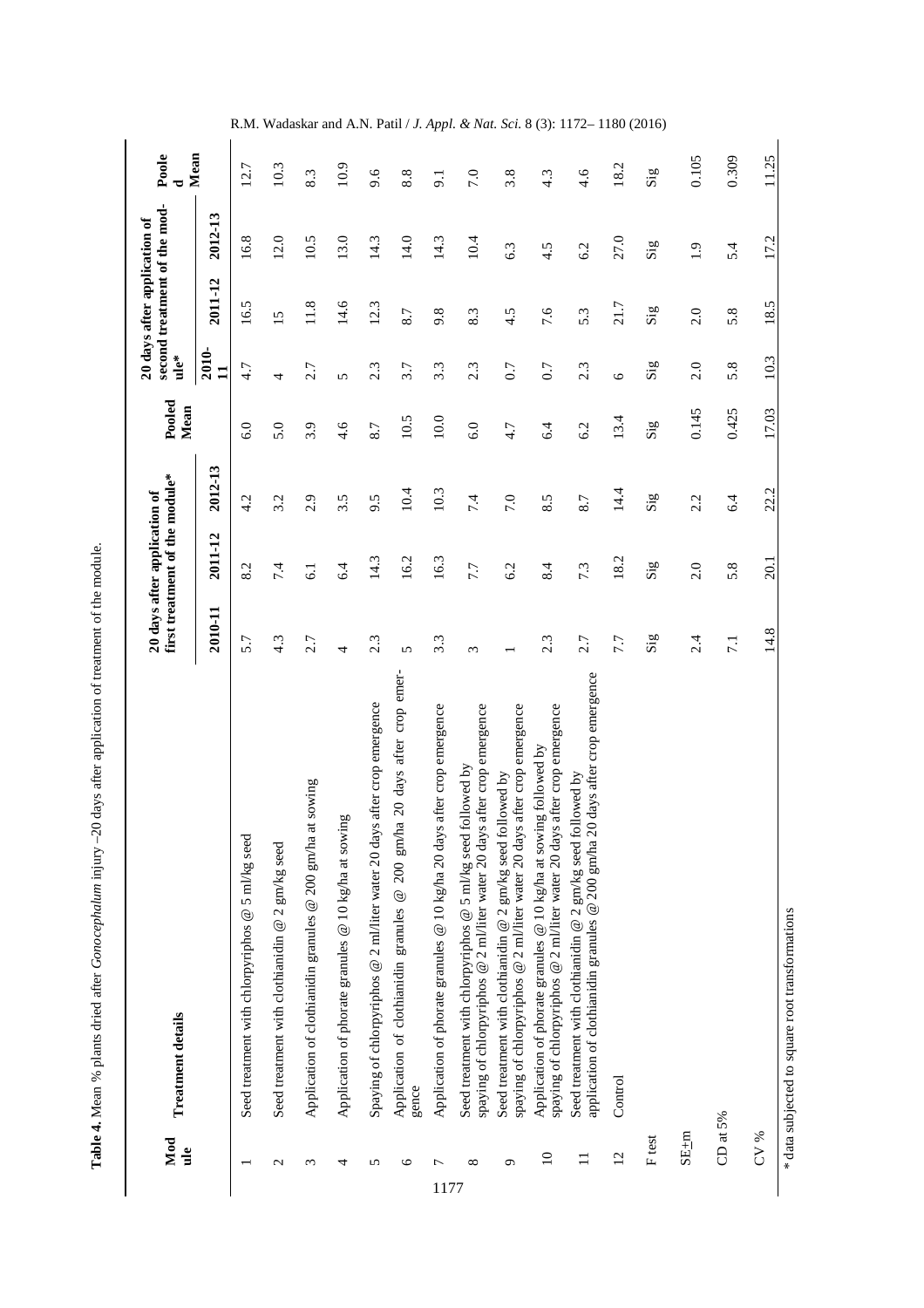**Table 4.** Mean % plants dried after *Gonocephalum* injury –20 days after application of treatment of the module.

| Module | Treatment details | 20 days after application of first treatment of the module* | | | Pooled Mean | 20 days after application of second treatment of the module* | | | Pooled Mean |
|---|---|---|---|---|---|---|---|---|---|
| | | 2010-11 | 2011-12 | 2012-13 | | 2010-11 | 2011-12 | 2012-13 | |
| 1 | Seed treatment with chlorpyriphos @ 5 ml/kg seed | 5.7 | 8.2 | 4.2 | 6.0 | 4.7 | 16.5 | 16.8 | 12.7 |
| 2 | Seed treatment with clothianidin @ 2 gm/kg seed | 4.3 | 7.4 | 3.2 | 5.0 | 4 | 15 | 12.0 | 10.3 |
| 3 | Application of clothianidin granules @ 200 gm/ha at sowing | 2.7 | 6.1 | 2.9 | 3.9 | 2.7 | 11.8 | 10.5 | 8.3 |
| 4 | Application of phorate granules @ 10 kg/ha at sowing | 4 | 6.4 | 3.5 | 4.6 | 5 | 14.6 | 13.0 | 10.9 |
| 5 | Spaying of chlorpyriphos @ 2 ml/liter water 20 days after crop emergence | 2.3 | 14.3 | 9.5 | 8.7 | 2.3 | 12.3 | 14.3 | 9.6 |
| 6 | Application of clothianidin granules @ 200 gm/ha 20 days after crop emergence | 5 | 16.2 | 10.4 | 10.5 | 3.7 | 8.7 | 14.0 | 8.8 |
| 7 | Application of phorate granules @ 10 kg/ha 20 days after crop emergence | 3.3 | 16.3 | 10.3 | 10.0 | 3.3 | 9.8 | 14.3 | 9.1 |
| 8 | Seed treatment with chlorpyriphos @ 5 ml/kg seed followed by spaying of chlorpyriphos @ 2 ml/liter water 20 days after crop emergence | 3 | 7.7 | 7.4 | 6.0 | 2.3 | 8.3 | 10.4 | 7.0 |
| 9 | Seed treatment with clothianidin @ 2 gm/kg seed followed by spaying of chlorpyriphos @ 2 ml/liter water 20 days after crop emergence | 1 | 6.2 | 7.0 | 4.7 | 0.7 | 4.5 | 6.3 | 3.8 |
| 10 | Application of phorate granules @ 10 kg/ha at sowing followed by spaying of chlorpyriphos @ 2 ml/liter water 20 days after crop emergence | 2.3 | 8.4 | 8.5 | 6.4 | 0.7 | 7.6 | 4.5 | 4.3 |
| 11 | Seed treatment with clothianidin @ 2 gm/kg seed followed by application of clothianidin granules @ 200 gm/ha 20 days after crop emergence | 2.7 | 7.3 | 8.7 | 6.2 | 2.3 | 5.3 | 6.2 | 4.6 |
| 12 | Control | 7.7 | 18.2 | 14.4 | 13.4 | 6 | 21.7 | 27.0 | 18.2 |
| F test | | Sig | Sig | Sig | Sig | Sig | Sig | Sig | Sig |
| SE±m | | 2.4 | 2.0 | 2.2 | 0.145 | 2.0 | 2.0 | 1.9 | 0.105 |
| CD at 5% | | 7.1 | 5.8 | 6.4 | 0.425 | 5.8 | 5.8 | 5.4 | 0.309 |
| CV % | | 14.8 | 20.1 | 22.2 | 17.03 | 10.3 | 18.5 | 17.2 | 11.25 |

* data subjected to square root transformations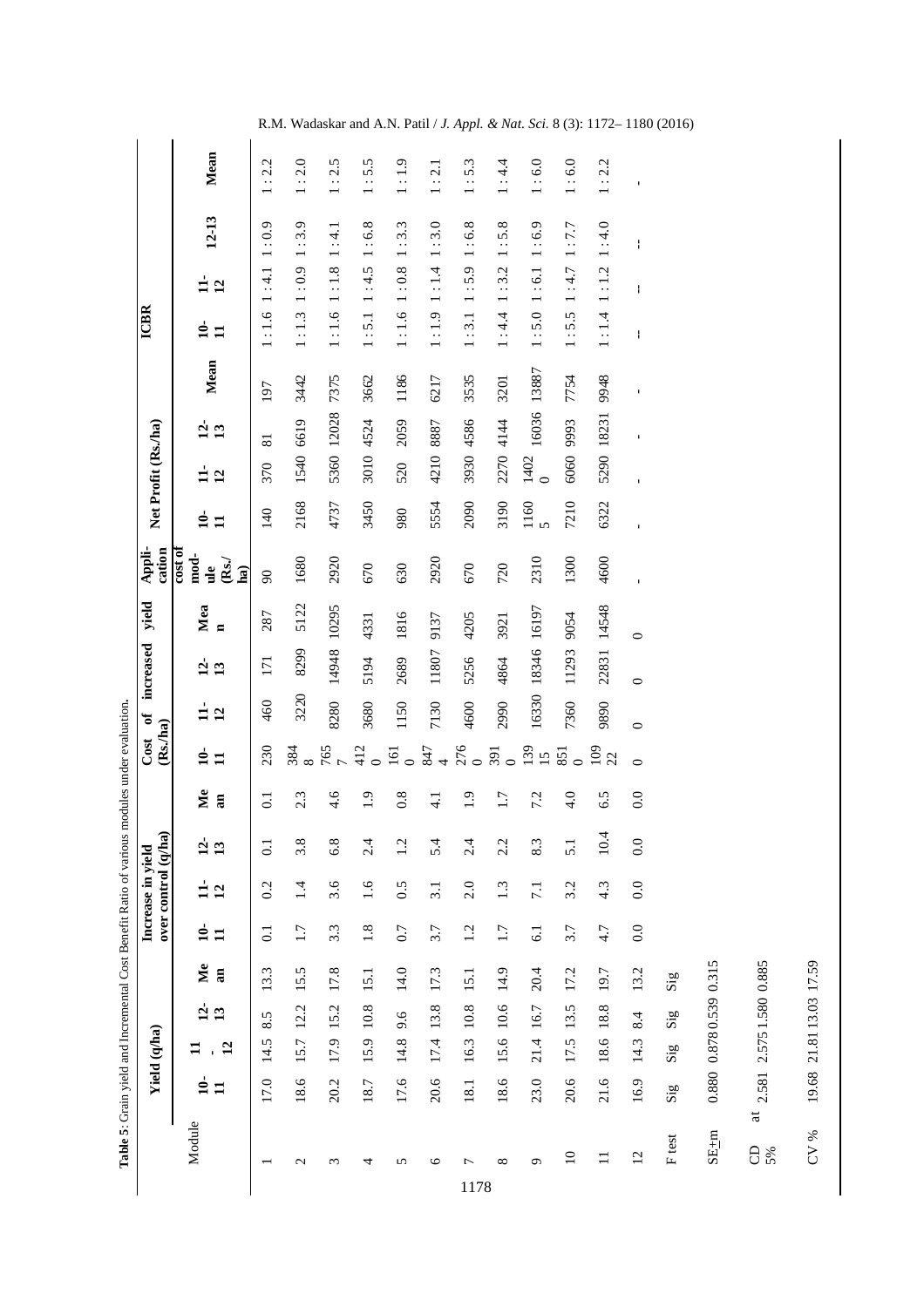**Table 5**: Grain yield and Incremental Cost Benefit Ratio of various modules under evaluation.

| Module | Yield (q/ha) | | | | Increase in yield over control (q/ha) | | | | Cost of increased yield (Rs./ha) | | | | Application cost of module (Rs./ha) | Net Profit (Rs./ha) | | | | ICBR | | | |
|---|---|---|---|---|---|---|---|---|---|---|---|---|---|---|---|---|---|---|---|---|---|
| | 10-11 | 11-12 | 12-13 | Mean | 10-11 | 11-12 | 12-13 | Mean | 10-11 | 11-12 | 12-13 | Mean | | 10-11 | 11-12 | 12-13 | Mean | 10-11 | 11-12 | 12-13 | Mean |
| 1 | 17.0 | 14.5 | 8.5 | 13.3 | 0.1 | 0.2 | 0.1 | 0.1 | 230 | 460 | 171 | 287 | 90 | 140 | 370 | 81 | 197 | 1 : 1.6 | 1 : 4.1 | 1 : 0.9 | 1 : 2.2 |
| 2 | 18.6 | 15.7 | 12.2 | 15.5 | 1.7 | 1.4 | 3.8 | 2.3 | 3848 | 3220 | 8299 | 5122 | 1680 | 2168 | 1540 | 6619 | 3442 | 1 : 1.3 | 1 : 0.9 | 1 : 3.9 | 1 : 2.0 |
| 3 | 20.2 | 17.9 | 15.2 | 17.8 | 3.3 | 3.6 | 6.8 | 4.6 | 7657 | 8280 | 14948 | 10295 | 2920 | 4737 | 5360 | 12028 | 7375 | 1 : 1.6 | 1 : 1.8 | 1 : 4.1 | 1 : 2.5 |
| 4 | 18.7 | 15.9 | 10.8 | 15.1 | 1.8 | 1.6 | 2.4 | 1.9 | 4120 | 3680 | 5194 | 4331 | 670 | 3450 | 3010 | 4524 | 3662 | 1 : 5.1 | 1 : 4.5 | 1 : 6.8 | 1 : 5.5 |
| 5 | 17.6 | 14.8 | 9.6 | 14.0 | 0.7 | 0.5 | 1.2 | 0.8 | 1610 | 1150 | 2689 | 1816 | 630 | 980 | 520 | 2059 | 1186 | 1 : 1.6 | 1 : 0.8 | 1 : 3.3 | 1 : 1.9 |
| 6 | 20.6 | 17.4 | 13.8 | 17.3 | 3.7 | 3.1 | 5.4 | 4.1 | 8474 | 7130 | 11807 | 9137 | 2920 | 5554 | 4210 | 8887 | 6217 | 1 : 1.9 | 1 : 1.4 | 1 : 3.0 | 1 : 2.1 |
| 7 | 18.1 | 16.3 | 10.8 | 15.1 | 1.2 | 2.0 | 2.4 | 1.9 | 2760 | 4600 | 5256 | 4205 | 670 | 2090 | 3930 | 4586 | 3535 | 1 : 3.1 | 1 : 5.9 | 1 : 6.8 | 1 : 5.3 |
| 8 | 18.6 | 15.6 | 10.6 | 14.9 | 1.7 | 1.3 | 2.2 | 1.7 | 3910 | 2990 | 4864 | 3921 | 720 | 3190 | 2270 | 4144 | 3201 | 1 : 4.4 | 1 : 3.2 | 1 : 5.8 | 1 : 4.4 |
| 9 | 23.0 | 21.4 | 16.7 | 20.4 | 6.1 | 7.1 | 8.3 | 7.2 | 13915 | 16330 | 18346 | 16197 | 2310 | 11605 | 14020 | 16036 | 13887 | 1 : 5.0 | 1 : 6.1 | 1 : 6.9 | 1 : 6.0 |
| 10 | 20.6 | 17.5 | 13.5 | 17.2 | 3.7 | 3.2 | 5.1 | 4.0 | 8510 | 7360 | 11293 | 9054 | 1300 | 7210 | 6060 | 9993 | 7754 | 1 : 5.5 | 1 : 4.7 | 1 : 7.7 | 1 : 6.0 |
| 11 | 21.6 | 18.6 | 18.8 | 19.7 | 4.7 | 4.3 | 10.4 | 6.5 | 10922 | 9890 | 22831 | 14548 | 4600 | 6322 | 5290 | 18231 | 9948 | 1 : 1.4 | 1 : 1.2 | 1 : 4.0 | 1 : 2.2 |
| 12 | 16.9 | 14.3 | 8.4 | 13.2 | 0.0 | 0.0 | 0.0 | 0.0 | 0 | 0 | 0 | 0 | - | - | - | - | - | -- | -- | -- | - |
| F test | Sig | Sig | Sig | Sig | | | | | | | | | | | | | | | | | |
| SE±m | 0.880 | 0.878 | 0.539 | 0.315 | | | | | | | | | | | | | | | | | |
| CD at 5% | 2.581 | 2.575 | 1.580 | 0.885 | | | | | | | | | | | | | | | | | |
| CV % | 19.68 | 21.81 | 13.03 | 17.59 | | | | | | | | | | | | | | | | | |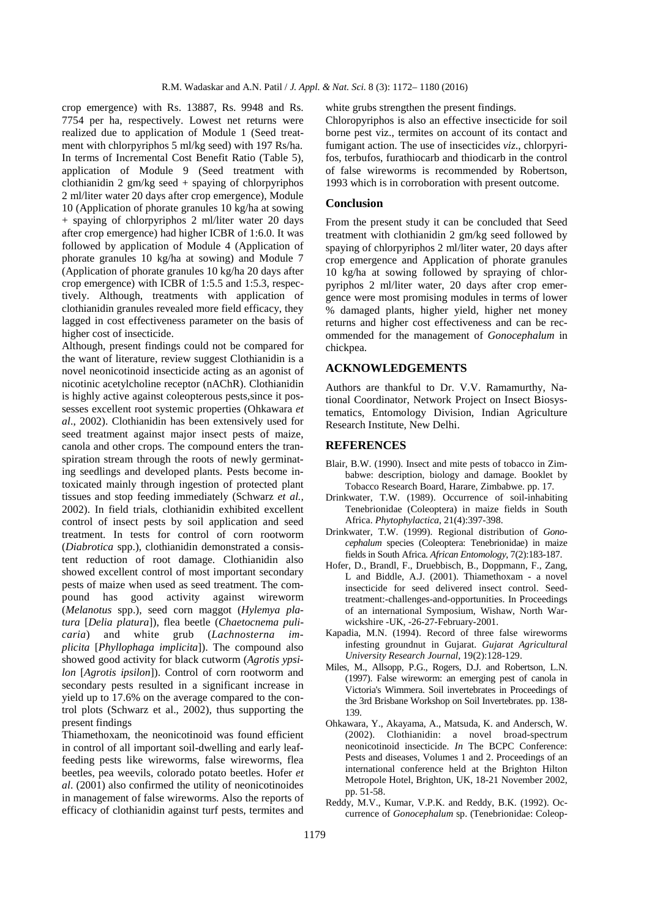crop emergence) with Rs. 13887, Rs. 9948 and Rs. 7754 per ha, respectively. Lowest net returns were realized due to application of Module 1 (Seed treatment with chlorpyriphos 5 ml/kg seed) with 197 Rs/ha. In terms of Incremental Cost Benefit Ratio (Table 5), application of Module 9 (Seed treatment with clothianidin 2 gm/kg seed + spaying of chlorpyriphos 2 ml/liter water 20 days after crop emergence), Module 10 (Application of phorate granules 10 kg/ha at sowing + spaying of chlorpyriphos 2 ml/liter water 20 days after crop emergence) had higher ICBR of 1:6.0. It was followed by application of Module 4 (Application of phorate granules 10 kg/ha at sowing) and Module 7 (Application of phorate granules 10 kg/ha 20 days after crop emergence) with ICBR of 1:5.5 and 1:5.3, respectively. Although, treatments with application of clothianidin granules revealed more field efficacy, they lagged in cost effectiveness parameter on the basis of higher cost of insecticide.

Although, present findings could not be compared for the want of literature, review suggest Clothianidin is a novel neonicotinoid insecticide acting as an agonist of nicotinic acetylcholine receptor (nAChR). Clothianidin is highly active against coleopterous pests,since it possesses excellent root systemic properties (Ohkawara *et al*., 2002). Clothianidin has been extensively used for seed treatment against major insect pests of maize, canola and other crops. The compound enters the transpiration stream through the roots of newly germinating seedlings and developed plants. Pests become intoxicated mainly through ingestion of protected plant tissues and stop feeding immediately (Schwarz *et al.*, 2002). In field trials, clothianidin exhibited excellent control of insect pests by soil application and seed treatment. In tests for control of corn rootworm (*Diabrotica* spp.), clothianidin demonstrated a consistent reduction of root damage. Clothianidin also showed excellent control of most important secondary pests of maize when used as seed treatment. The compound has good activity against wireworm (*Melanotus* spp.), seed corn maggot (*Hylemya platura* [*Delia platura*]), flea beetle (*Chaetocnema pulicaria*) and white grub (*Lachnosterna implicita* [*Phyllophaga implicita*]). The compound also showed good activity for black cutworm (*Agrotis ypsilon* [*Agrotis ipsilon*]). Control of corn rootworm and secondary pests resulted in a significant increase in yield up to 17.6% on the average compared to the control plots (Schwarz et al., 2002), thus supporting the present findings

Thiamethoxam, the neonicotinoid was found efficient in control of all important soil-dwelling and early leaf-feeding pests like wireworms, false wireworms, flea beetles, pea weevils, colorado potato beetles. Hofer *et al*. (2001) also confirmed the utility of neonicotinoides in management of false wireworms. Also the reports of efficacy of clothianidin against turf pests, termites and white grubs strengthen the present findings.

Chloropyriphos is also an effective insecticide for soil borne pest viz., termites on account of its contact and fumigant action. The use of insecticides *viz*., chlorpyrifos, terbufos, furathiocarb and thiodicarb in the control of false wireworms is recommended by Robertson, 1993 which is in corroboration with present outcome.

## Conclusion

From the present study it can be concluded that Seed treatment with clothianidin 2 gm/kg seed followed by spaying of chlorpyriphos 2 ml/liter water, 20 days after crop emergence and Application of phorate granules 10 kg/ha at sowing followed by spraying of chlorpyriphos 2 ml/liter water, 20 days after crop emergence were most promising modules in terms of lower % damaged plants, higher yield, higher net money returns and higher cost effectiveness and can be recommended for the management of *Gonocephalum* in chickpea.

## ACKNOWLEDGEMENTS

Authors are thankful to Dr. V.V. Ramamurthy, National Coordinator, Network Project on Insect Biosystematics, Entomology Division, Indian Agriculture Research Institute, New Delhi.

## REFERENCES

Blair, B.W. (1990). Insect and mite pests of tobacco in Zimbabwe: description, biology and damage. Booklet by Tobacco Research Board, Harare, Zimbabwe. pp. 17.

Drinkwater, T.W. (1989). Occurrence of soil-inhabiting Tenebrionidae (Coleoptera) in maize fields in South Africa. *Phytophylactica*, 21(4):397-398.

Drinkwater, T.W. (1999). Regional distribution of *Gonocephalum* species (Coleoptera: Tenebrionidae) in maize fields in South Africa. *African Entomology*, 7(2):183-187.

Hofer, D., Brandl, F., Druebbisch, B., Doppmann, F., Zang, L and Biddle, A.J. (2001). Thiamethoxam - a novel insecticide for seed delivered insect control. Seed-treatment:-challenges-and-opportunities. In Proceedings of an international Symposium, Wishaw, North Warwickshire -UK, -26-27-February-2001.

Kapadia, M.N. (1994). Record of three false wireworms infesting groundnut in Gujarat. *Gujarat Agricultural University Research Journal*, 19(2):128-129.

Miles, M., Allsopp, P.G., Rogers, D.J. and Robertson, L.N. (1997). False wireworm: an emerging pest of canola in Victoria's Wimmera. Soil invertebrates in Proceedings of the 3rd Brisbane Workshop on Soil Invertebrates. pp. 138-139.

Ohkawara, Y., Akayama, A., Matsuda, K. and Andersch, W. (2002). Clothianidin: a novel broad-spectrum neonicotinoid insecticide. *In* The BCPC Conference: Pests and diseases, Volumes 1 and 2. Proceedings of an international conference held at the Brighton Hilton Metropole Hotel, Brighton, UK, 18-21 November 2002, pp. 51-58.

Reddy, M.V., Kumar, V.P.K. and Reddy, B.K. (1992). Occurrence of *Gonocephalum* sp. (Tenebrionidae: Coleop-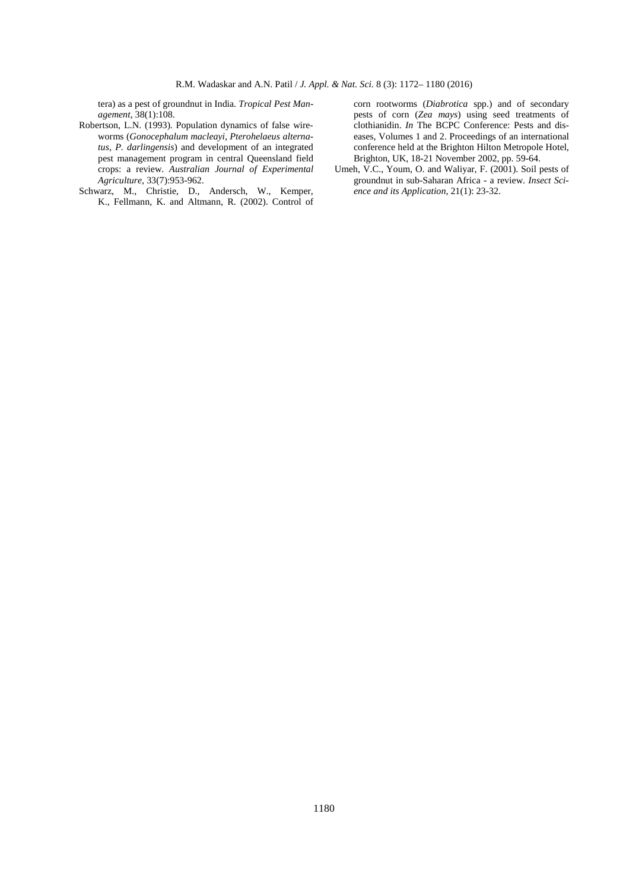tera) as a pest of groundnut in India. *Tropical Pest Management*, 38(1):108.

Robertson, L.N. (1993). Population dynamics of false wireworms (*Gonocephalum macleayi*, *Pterohelaeus alternatus*, *P. darlingensis*) and development of an integrated pest management program in central Queensland field crops: a review. *Australian Journal of Experimental Agriculture*, 33(7):953-962.

Schwarz, M., Christie, D., Andersch, W., Kemper, K., Fellmann, K. and Altmann, R. (2002). Control of corn rootworms (*Diabrotica* spp.) and of secondary pests of corn (*Zea mays*) using seed treatments of clothianidin. *In* The BCPC Conference: Pests and diseases, Volumes 1 and 2. Proceedings of an international conference held at the Brighton Hilton Metropole Hotel, Brighton, UK, 18-21 November 2002, pp. 59-64.

Umeh, V.C., Youm, O. and Waliyar, F. (2001). Soil pests of groundnut in sub-Saharan Africa - a review. *Insect Science and its Application*, 21(1): 23-32.